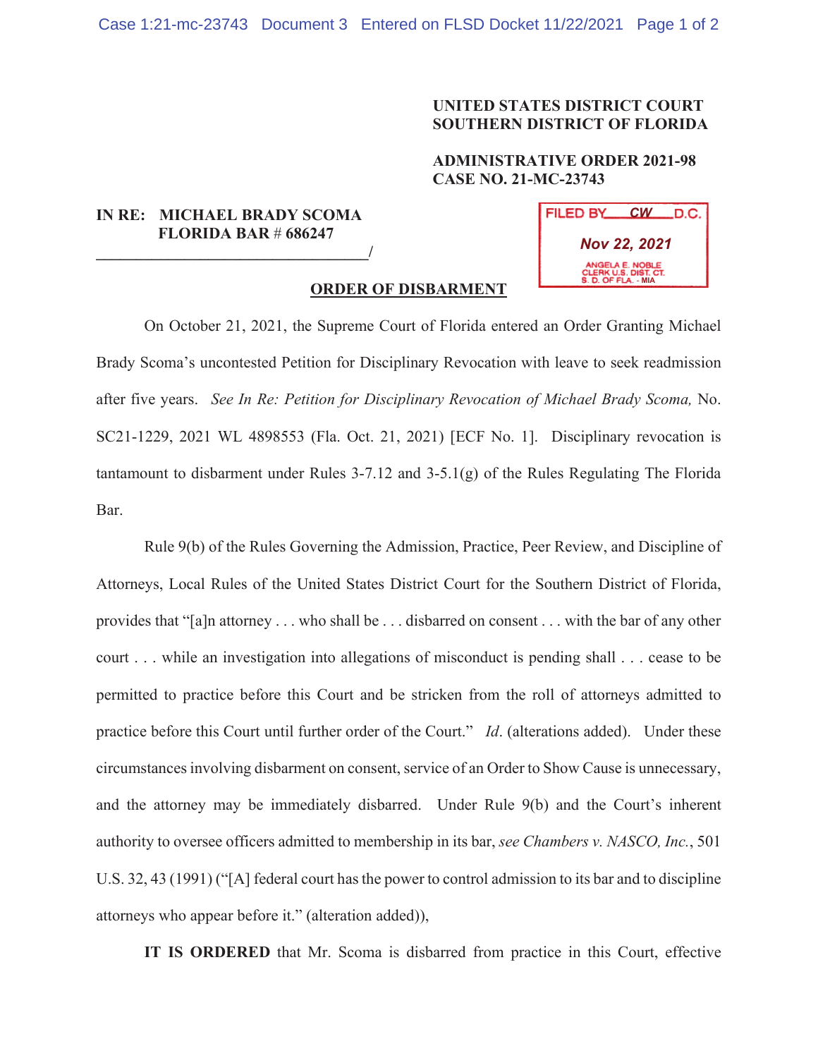**UNITED STATES DISTRICT COURT**
**SOUTHERN DISTRICT OF FLORIDA**

**ADMINISTRATIVE ORDER 2021-98**
**CASE NO. 21-MC-23743**

**IN RE: MICHAEL BRADY SCOMA**
**FLORIDA BAR # 686247**
_________________________________/

FILED BY CW D.C.
Nov 22, 2021
ANGELA E. NOBLE
CLERK U.S. DIST. CT.
S. D. OF FLA. - MIA

**ORDER OF DISBARMENT**

On October 21, 2021, the Supreme Court of Florida entered an Order Granting Michael Brady Scoma's uncontested Petition for Disciplinary Revocation with leave to seek readmission after five years. *See In Re: Petition for Disciplinary Revocation of Michael Brady Scoma,* No. SC21-1229, 2021 WL 4898553 (Fla. Oct. 21, 2021) [ECF No. 1]. Disciplinary revocation is tantamount to disbarment under Rules 3-7.12 and 3-5.1(g) of the Rules Regulating The Florida Bar.

Rule 9(b) of the Rules Governing the Admission, Practice, Peer Review, and Discipline of Attorneys, Local Rules of the United States District Court for the Southern District of Florida, provides that "[a]n attorney . . . who shall be . . . disbarred on consent . . . with the bar of any other court . . . while an investigation into allegations of misconduct is pending shall . . . cease to be permitted to practice before this Court and be stricken from the roll of attorneys admitted to practice before this Court until further order of the Court." *Id*. (alterations added). Under these circumstances involving disbarment on consent, service of an Order to Show Cause is unnecessary, and the attorney may be immediately disbarred. Under Rule 9(b) and the Court's inherent authority to oversee officers admitted to membership in its bar, *see Chambers v. NASCO, Inc.*, 501 U.S. 32, 43 (1991) ("[A] federal court has the power to control admission to its bar and to discipline attorneys who appear before it." (alteration added)),

**IT IS ORDERED** that Mr. Scoma is disbarred from practice in this Court, effective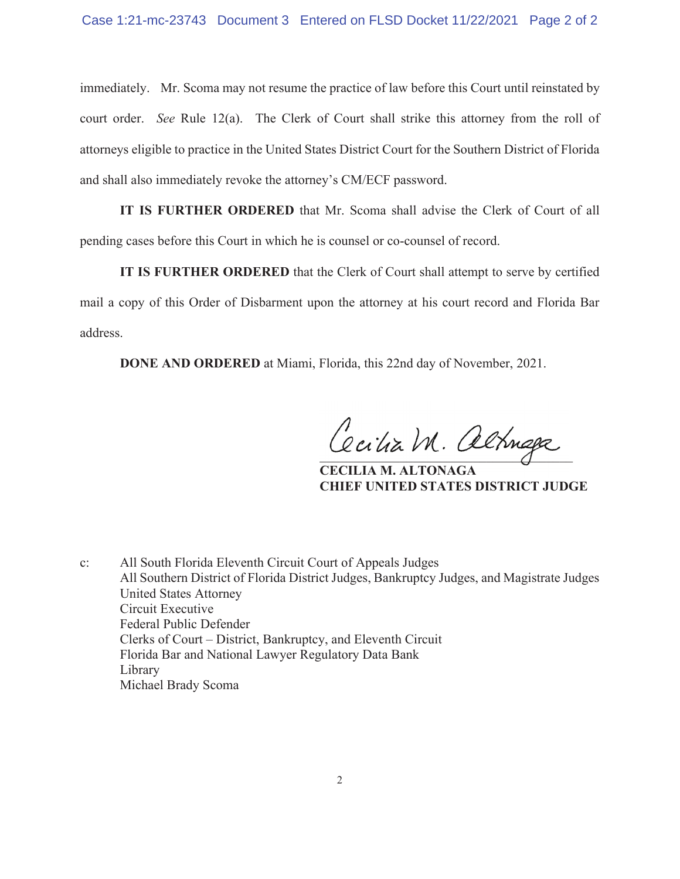immediately. Mr. Scoma may not resume the practice of law before this Court until reinstated by court order. *See* Rule 12(a). The Clerk of Court shall strike this attorney from the roll of attorneys eligible to practice in the United States District Court for the Southern District of Florida and shall also immediately revoke the attorney's CM/ECF password.

**IT IS FURTHER ORDERED** that Mr. Scoma shall advise the Clerk of Court of all pending cases before this Court in which he is counsel or co-counsel of record.

**IT IS FURTHER ORDERED** that the Clerk of Court shall attempt to serve by certified mail a copy of this Order of Disbarment upon the attorney at his court record and Florida Bar address.

**DONE AND ORDERED** at Miami, Florida, this 22nd day of November, 2021.

**CECILIA M. ALTONAGA**
**CHIEF UNITED STATES DISTRICT JUDGE**

c: All South Florida Eleventh Circuit Court of Appeals Judges
All Southern District of Florida District Judges, Bankruptcy Judges, and Magistrate Judges
United States Attorney
Circuit Executive
Federal Public Defender
Clerks of Court – District, Bankruptcy, and Eleventh Circuit
Florida Bar and National Lawyer Regulatory Data Bank
Library
Michael Brady Scoma